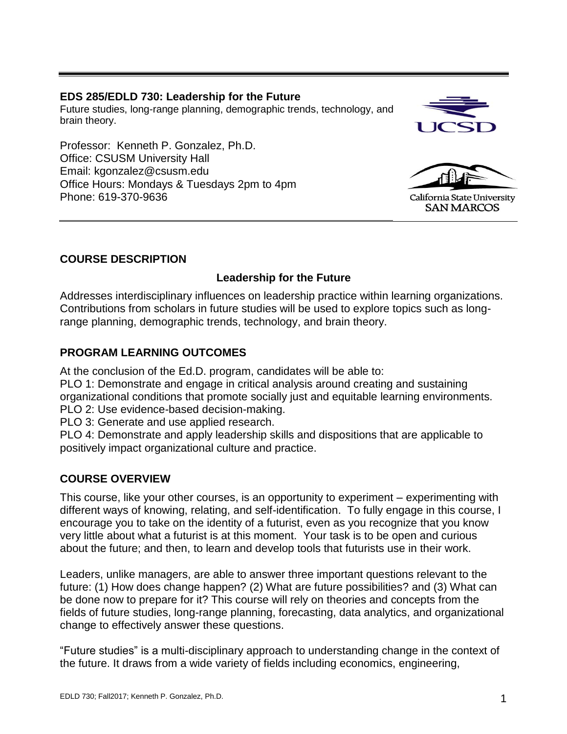**EDS 285/EDLD 730: Leadership for the Future**
Future studies, long-range planning, demographic trends, technology, and brain theory.

Professor: Kenneth P. Gonzalez, Ph.D.
Office: CSUSM University Hall
Email: kgonzalez@csusm.edu
Office Hours: Mondays & Tuesdays 2pm to 4pm
Phone: 619-370-9636

## COURSE DESCRIPTION

### Leadership for the Future

Addresses interdisciplinary influences on leadership practice within learning organizations. Contributions from scholars in future studies will be used to explore topics such as long-range planning, demographic trends, technology, and brain theory.

## PROGRAM LEARNING OUTCOMES

At the conclusion of the Ed.D. program, candidates will be able to:
PLO 1: Demonstrate and engage in critical analysis around creating and sustaining organizational conditions that promote socially just and equitable learning environments.
PLO 2: Use evidence-based decision-making.
PLO 3: Generate and use applied research.
PLO 4: Demonstrate and apply leadership skills and dispositions that are applicable to positively impact organizational culture and practice.

## COURSE OVERVIEW

This course, like your other courses, is an opportunity to experiment – experimenting with different ways of knowing, relating, and self-identification. To fully engage in this course, I encourage you to take on the identity of a futurist, even as you recognize that you know very little about what a futurist is at this moment. Your task is to be open and curious about the future; and then, to learn and develop tools that futurists use in their work.

Leaders, unlike managers, are able to answer three important questions relevant to the future: (1) How does change happen? (2) What are future possibilities? and (3) What can be done now to prepare for it? This course will rely on theories and concepts from the fields of future studies, long-range planning, forecasting, data analytics, and organizational change to effectively answer these questions.

"Future studies" is a multi-disciplinary approach to understanding change in the context of the future. It draws from a wide variety of fields including economics, engineering,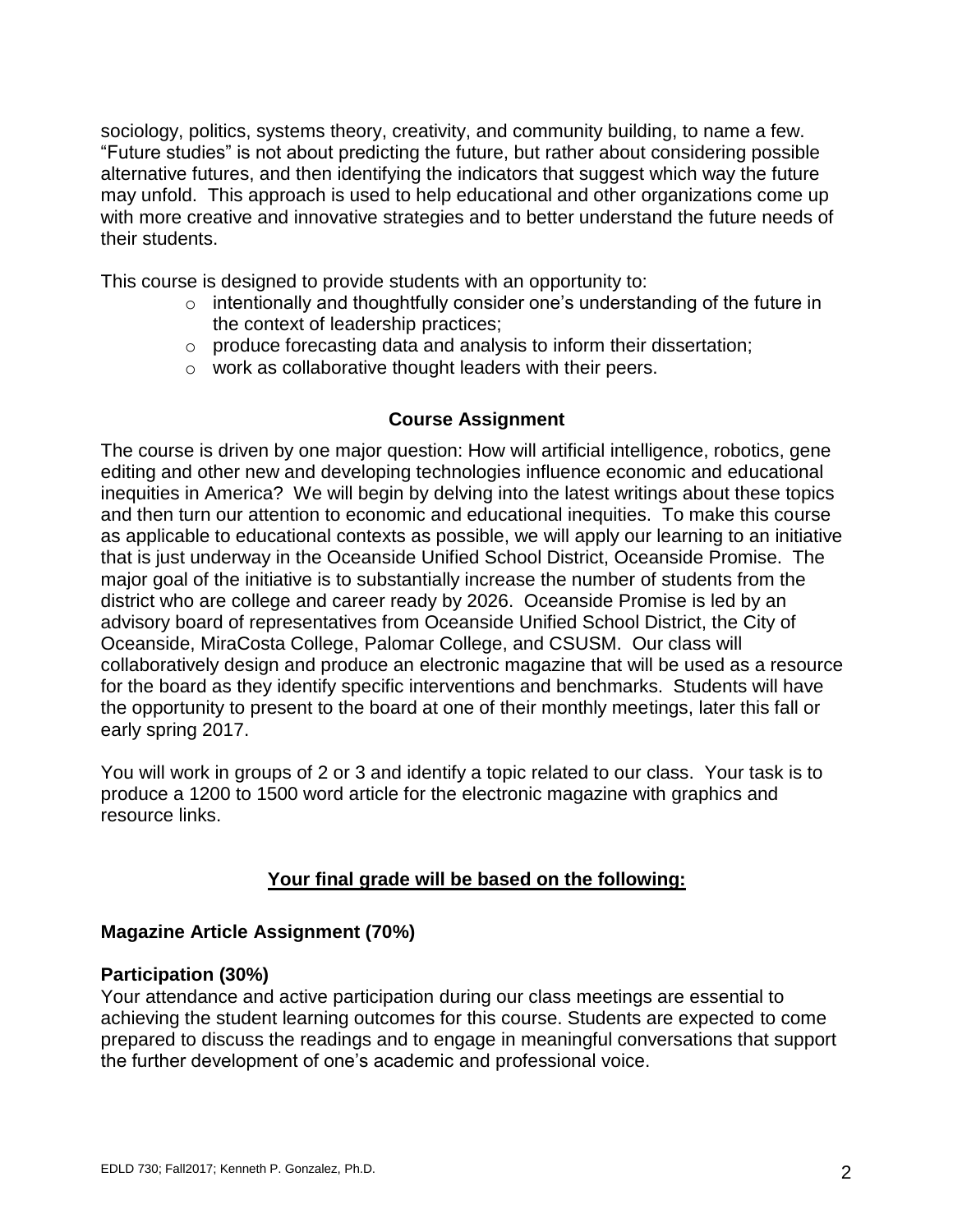sociology, politics, systems theory, creativity, and community building, to name a few. “Future studies” is not about predicting the future, but rather about considering possible alternative futures, and then identifying the indicators that suggest which way the future may unfold. This approach is used to help educational and other organizations come up with more creative and innovative strategies and to better understand the future needs of their students.

This course is designed to provide students with an opportunity to:

- intentionally and thoughtfully consider one’s understanding of the future in the context of leadership practices;
- produce forecasting data and analysis to inform their dissertation;
- work as collaborative thought leaders with their peers.

## Course Assignment

The course is driven by one major question: How will artificial intelligence, robotics, gene editing and other new and developing technologies influence economic and educational inequities in America? We will begin by delving into the latest writings about these topics and then turn our attention to economic and educational inequities. To make this course as applicable to educational contexts as possible, we will apply our learning to an initiative that is just underway in the Oceanside Unified School District, Oceanside Promise. The major goal of the initiative is to substantially increase the number of students from the district who are college and career ready by 2026. Oceanside Promise is led by an advisory board of representatives from Oceanside Unified School District, the City of Oceanside, MiraCosta College, Palomar College, and CSUSM. Our class will collaboratively design and produce an electronic magazine that will be used as a resource for the board as they identify specific interventions and benchmarks. Students will have the opportunity to present to the board at one of their monthly meetings, later this fall or early spring 2017.

You will work in groups of 2 or 3 and identify a topic related to our class. Your task is to produce a 1200 to 1500 word article for the electronic magazine with graphics and resource links.

## Your final grade will be based on the following:

**Magazine Article Assignment (70%)**

**Participation (30%)**
Your attendance and active participation during our class meetings are essential to achieving the student learning outcomes for this course. Students are expected to come prepared to discuss the readings and to engage in meaningful conversations that support the further development of one’s academic and professional voice.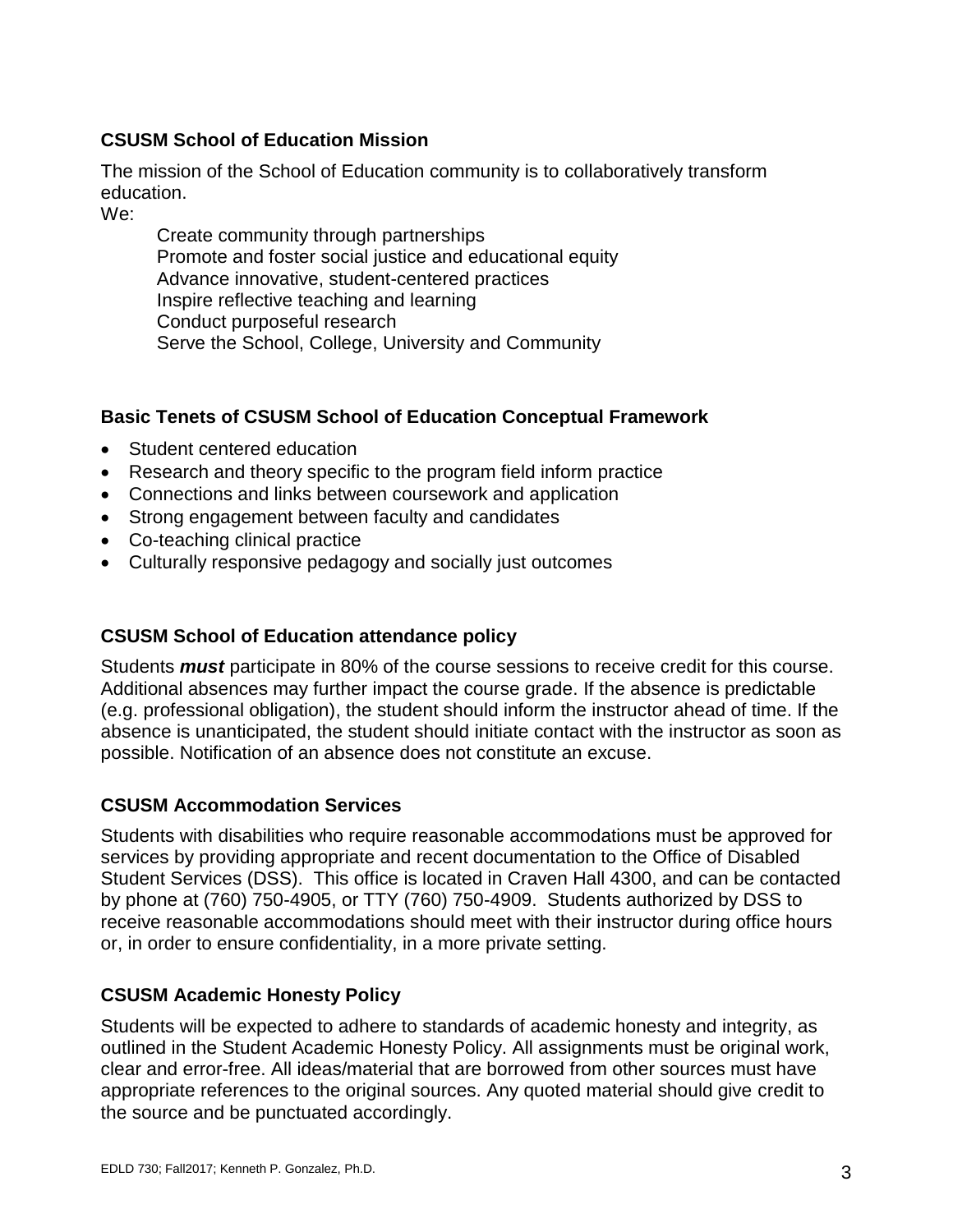### CSUSM School of Education Mission

The mission of the School of Education community is to collaboratively transform education.

We:

Create community through partnerships
Promote and foster social justice and educational equity
Advance innovative, student-centered practices
Inspire reflective teaching and learning
Conduct purposeful research
Serve the School, College, University and Community

### Basic Tenets of CSUSM School of Education Conceptual Framework

- Student centered education
- Research and theory specific to the program field inform practice
- Connections and links between coursework and application
- Strong engagement between faculty and candidates
- Co-teaching clinical practice
- Culturally responsive pedagogy and socially just outcomes

### CSUSM School of Education attendance policy

Students ***must*** participate in 80% of the course sessions to receive credit for this course. Additional absences may further impact the course grade. If the absence is predictable (e.g. professional obligation), the student should inform the instructor ahead of time. If the absence is unanticipated, the student should initiate contact with the instructor as soon as possible. Notification of an absence does not constitute an excuse.

### CSUSM Accommodation Services

Students with disabilities who require reasonable accommodations must be approved for services by providing appropriate and recent documentation to the Office of Disabled Student Services (DSS). This office is located in Craven Hall 4300, and can be contacted by phone at (760) 750-4905, or TTY (760) 750-4909. Students authorized by DSS to receive reasonable accommodations should meet with their instructor during office hours or, in order to ensure confidentiality, in a more private setting.

### CSUSM Academic Honesty Policy

Students will be expected to adhere to standards of academic honesty and integrity, as outlined in the Student Academic Honesty Policy. All assignments must be original work, clear and error-free. All ideas/material that are borrowed from other sources must have appropriate references to the original sources. Any quoted material should give credit to the source and be punctuated accordingly.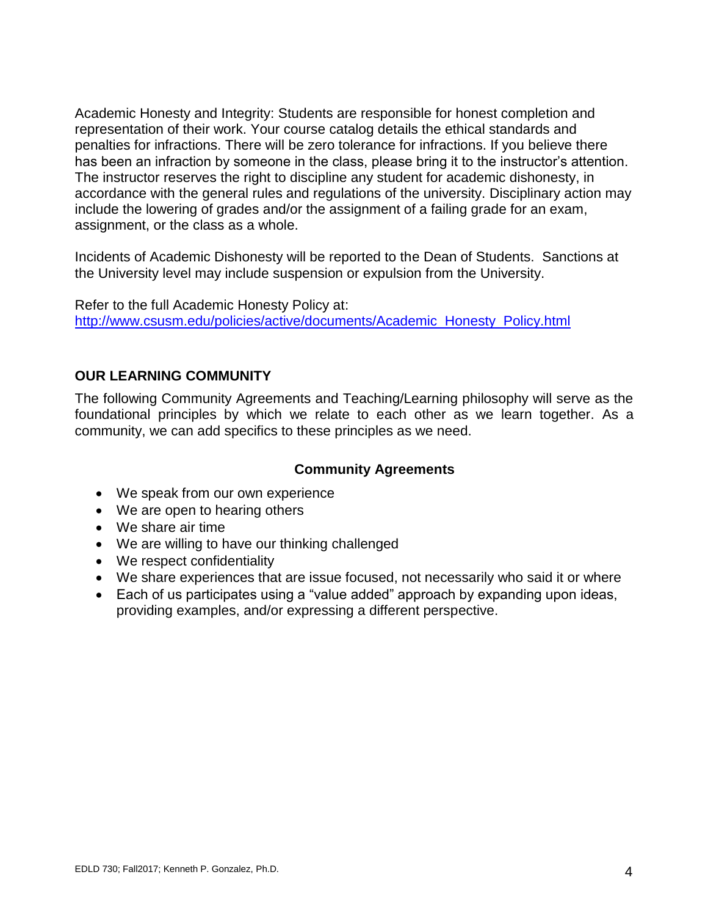Academic Honesty and Integrity: Students are responsible for honest completion and representation of their work. Your course catalog details the ethical standards and penalties for infractions. There will be zero tolerance for infractions. If you believe there has been an infraction by someone in the class, please bring it to the instructor's attention. The instructor reserves the right to discipline any student for academic dishonesty, in accordance with the general rules and regulations of the university. Disciplinary action may include the lowering of grades and/or the assignment of a failing grade for an exam, assignment, or the class as a whole.

Incidents of Academic Dishonesty will be reported to the Dean of Students. Sanctions at the University level may include suspension or expulsion from the University.

Refer to the full Academic Honesty Policy at:
[http://www.csusm.edu/policies/active/documents/Academic_Honesty_Policy.html](http://www.csusm.edu/policies/active/documents/Academic_Honesty_Policy.html)

## OUR LEARNING COMMUNITY

The following Community Agreements and Teaching/Learning philosophy will serve as the foundational principles by which we relate to each other as we learn together. As a community, we can add specifics to these principles as we need.

### Community Agreements

- We speak from our own experience
- We are open to hearing others
- We share air time
- We are willing to have our thinking challenged
- We respect confidentiality
- We share experiences that are issue focused, not necessarily who said it or where
- Each of us participates using a "value added" approach by expanding upon ideas, providing examples, and/or expressing a different perspective.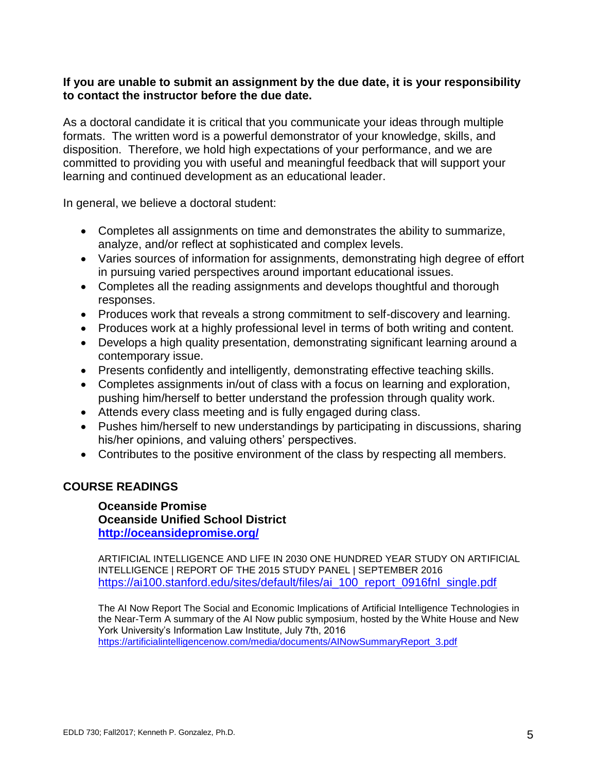**If you are unable to submit an assignment by the due date, it is your responsibility to contact the instructor before the due date.**

As a doctoral candidate it is critical that you communicate your ideas through multiple formats. The written word is a powerful demonstrator of your knowledge, skills, and disposition. Therefore, we hold high expectations of your performance, and we are committed to providing you with useful and meaningful feedback that will support your learning and continued development as an educational leader.

In general, we believe a doctoral student:

- Completes all assignments on time and demonstrates the ability to summarize, analyze, and/or reflect at sophisticated and complex levels.
- Varies sources of information for assignments, demonstrating high degree of effort in pursuing varied perspectives around important educational issues.
- Completes all the reading assignments and develops thoughtful and thorough responses.
- Produces work that reveals a strong commitment to self-discovery and learning.
- Produces work at a highly professional level in terms of both writing and content.
- Develops a high quality presentation, demonstrating significant learning around a contemporary issue.
- Presents confidently and intelligently, demonstrating effective teaching skills.
- Completes assignments in/out of class with a focus on learning and exploration, pushing him/herself to better understand the profession through quality work.
- Attends every class meeting and is fully engaged during class.
- Pushes him/herself to new understandings by participating in discussions, sharing his/her opinions, and valuing others' perspectives.
- Contributes to the positive environment of the class by respecting all members.

## COURSE READINGS

**Oceanside Promise**
**Oceanside Unified School District**
**http://oceansidepromise.org/**

ARTIFICIAL INTELLIGENCE AND LIFE IN 2030 ONE HUNDRED YEAR STUDY ON ARTIFICIAL INTELLIGENCE | REPORT OF THE 2015 STUDY PANEL | SEPTEMBER 2016
https://ai100.stanford.edu/sites/default/files/ai_100_report_0916fnl_single.pdf

The AI Now Report The Social and Economic Implications of Artificial Intelligence Technologies in the Near-Term A summary of the AI Now public symposium, hosted by the White House and New York University's Information Law Institute, July 7th, 2016
https://artificialintelligencenow.com/media/documents/AINowSummaryReport_3.pdf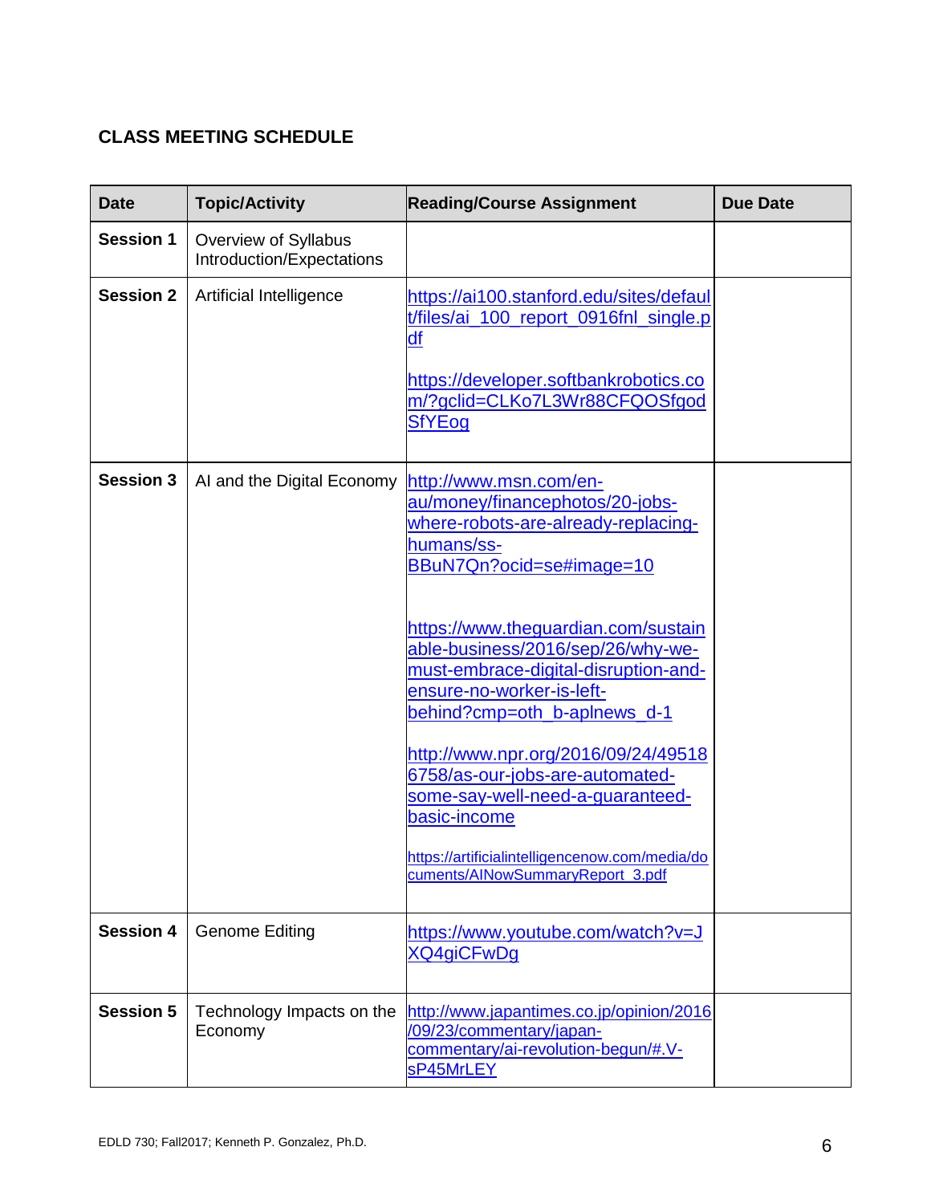## CLASS MEETING SCHEDULE

| Date | Topic/Activity | Reading/Course Assignment | Due Date |
|---|---|---|---|
| **Session 1** | Overview of Syllabus Introduction/Expectations | | |
| **Session 2** | Artificial Intelligence | https://ai100.stanford.edu/sites/default/files/ai_100_report_0916fnl_single.pdf<br><br>https://developer.softbankrobotics.com/?gclid=CLKo7L3Wr88CFQOSfgodSfYEog | |
| **Session 3** | AI and the Digital Economy | http://www.msn.com/en-au/money/financephotos/20-jobs-where-robots-are-already-replacing-humans/ss-BBuN7Qn?ocid=se#image=10<br><br>https://www.theguardian.com/sustainable-business/2016/sep/26/why-we-must-embrace-digital-disruption-and-ensure-no-worker-is-left-behind?cmp=oth_b-aplnews_d-1<br><br>http://www.npr.org/2016/09/24/495186758/as-our-jobs-are-automated-some-say-well-need-a-guaranteed-basic-income<br><br>https://artificialintelligencenow.com/media/documents/AINowSummaryReport_3.pdf | |
| **Session 4** | Genome Editing | https://www.youtube.com/watch?v=JXQ4giCFwDg | |
| **Session 5** | Technology Impacts on the Economy | http://www.japantimes.co.jp/opinion/2016/09/23/commentary/japan-commentary/ai-revolution-begun/#.V-sP45MrLEY | |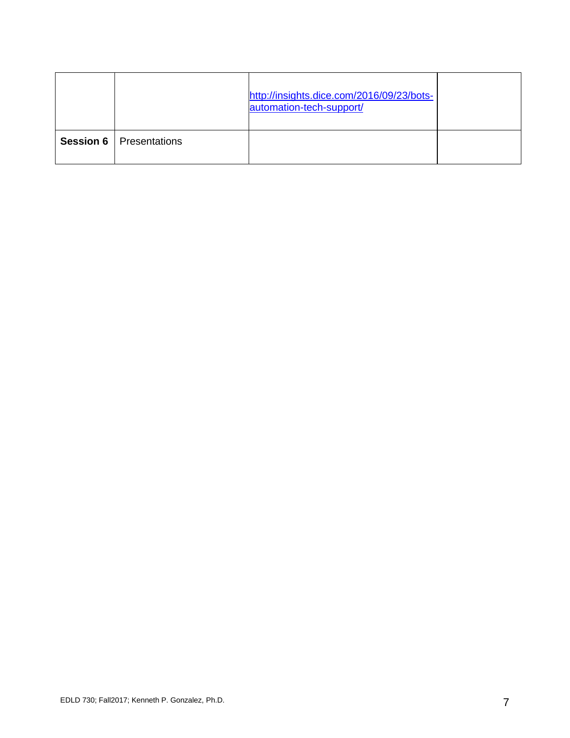| | | | |
|---|---|---|---|
| | | http://insights.dice.com/2016/09/23/bots-automation-tech-support/ | |
| **Session 6** | Presentations | | |